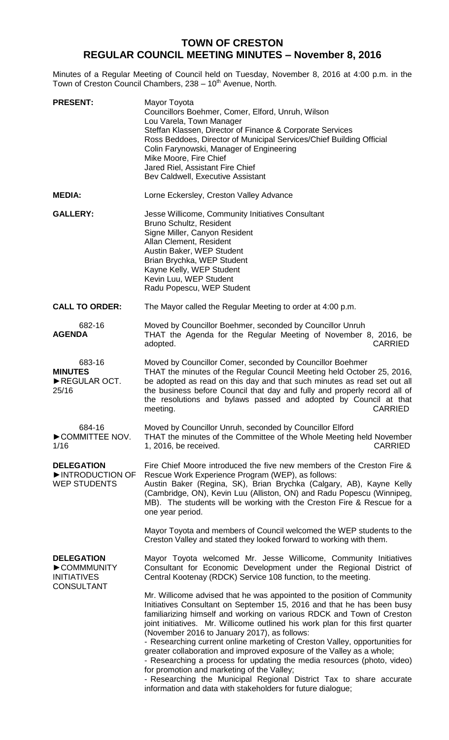# TOWN OF CRESTON
## REGULAR COUNCIL MEETING MINUTES – November 8, 2016

Minutes of a Regular Meeting of Council held on Tuesday, November 8, 2016 at 4:00 p.m. in the Town of Creston Council Chambers, 238 – 10th Avenue, North.

**PRESENT:**
Mayor Toyota
Councillors Boehmer, Comer, Elford, Unruh, Wilson
Lou Varela, Town Manager
Steffan Klassen, Director of Finance & Corporate Services
Ross Beddoes, Director of Municipal Services/Chief Building Official
Colin Farynowski, Manager of Engineering
Mike Moore, Fire Chief
Jared Riel, Assistant Fire Chief
Bev Caldwell, Executive Assistant

**MEDIA:**
Lorne Eckersley, Creston Valley Advance

**GALLERY:**
Jesse Willicome, Community Initiatives Consultant
Bruno Schultz, Resident
Signe Miller, Canyon Resident
Allan Clement, Resident
Austin Baker, WEP Student
Brian Brychka, WEP Student
Kayne Kelly, WEP Student
Kevin Luu, WEP Student
Radu Popescu, WEP Student

**CALL TO ORDER:**
The Mayor called the Regular Meeting to order at 4:00 p.m.

682-16
**AGENDA**

Moved by Councillor Boehmer, seconded by Councillor Unruh
THAT the Agenda for the Regular Meeting of November 8, 2016, be adopted. CARRIED

683-16
**MINUTES**
►REGULAR OCT. 25/16

Moved by Councillor Comer, seconded by Councillor Boehmer
THAT the minutes of the Regular Council Meeting held October 25, 2016, be adopted as read on this day and that such minutes as read set out all the business before Council that day and fully and properly record all of the resolutions and bylaws passed and adopted by Council at that meeting. CARRIED

684-16
►COMMITTEE NOV. 1/16

Moved by Councillor Unruh, seconded by Councillor Elford
THAT the minutes of the Committee of the Whole Meeting held November 1, 2016, be received. CARRIED

**DELEGATION**
►INTRODUCTION OF WEP STUDENTS

Fire Chief Moore introduced the five new members of the Creston Fire & Rescue Work Experience Program (WEP), as follows:
Austin Baker (Regina, SK), Brian Brychka (Calgary, AB), Kayne Kelly (Cambridge, ON), Kevin Luu (Alliston, ON) and Radu Popescu (Winnipeg, MB). The students will be working with the Creston Fire & Rescue for a one year period.

Mayor Toyota and members of Council welcomed the WEP students to the Creston Valley and stated they looked forward to working with them.

**DELEGATION**
►COMMMUNITY INITIATIVES CONSULTANT

Mayor Toyota welcomed Mr. Jesse Willicome, Community Initiatives Consultant for Economic Development under the Regional District of Central Kootenay (RDCK) Service 108 function, to the meeting.

Mr. Willicome advised that he was appointed to the position of Community Initiatives Consultant on September 15, 2016 and that he has been busy familiarizing himself and working on various RDCK and Town of Creston joint initiatives. Mr. Willicome outlined his work plan for this first quarter (November 2016 to January 2017), as follows:
- Researching current online marketing of Creston Valley, opportunities for greater collaboration and improved exposure of the Valley as a whole;
- Researching a process for updating the media resources (photo, video) for promotion and marketing of the Valley;
- Researching the Municipal Regional District Tax to share accurate information and data with stakeholders for future dialogue;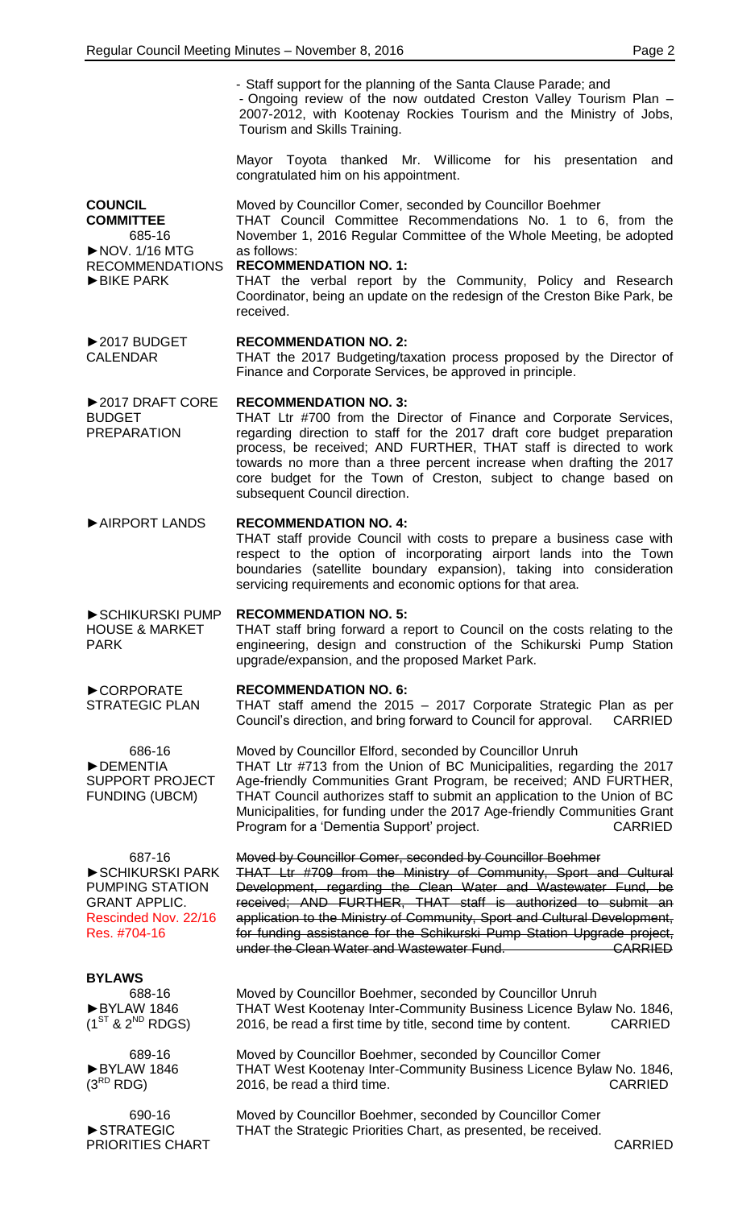- Staff support for the planning of the Santa Clause Parade; and
- Ongoing review of the now outdated Creston Valley Tourism Plan – 2007-2012, with Kootenay Rockies Tourism and the Ministry of Jobs, Tourism and Skills Training.

Mayor Toyota thanked Mr. Willicome for his presentation and congratulated him on his appointment.

**COUNCIL COMMITTEE**
685-16
►NOV. 1/16 MTG RECOMMENDATIONS
►BIKE PARK

Moved by Councillor Comer, seconded by Councillor Boehmer
THAT Council Committee Recommendations No. 1 to 6, from the November 1, 2016 Regular Committee of the Whole Meeting, be adopted as follows:

**RECOMMENDATION NO. 1:**
THAT the verbal report by the Community, Policy and Research Coordinator, being an update on the redesign of the Creston Bike Park, be received.

►2017 BUDGET CALENDAR

**RECOMMENDATION NO. 2:**
THAT the 2017 Budgeting/taxation process proposed by the Director of Finance and Corporate Services, be approved in principle.

►2017 DRAFT CORE BUDGET PREPARATION

**RECOMMENDATION NO. 3:**
THAT Ltr #700 from the Director of Finance and Corporate Services, regarding direction to staff for the 2017 draft core budget preparation process, be received; AND FURTHER, THAT staff is directed to work towards no more than a three percent increase when drafting the 2017 core budget for the Town of Creston, subject to change based on subsequent Council direction.

►AIRPORT LANDS

**RECOMMENDATION NO. 4:**
THAT staff provide Council with costs to prepare a business case with respect to the option of incorporating airport lands into the Town boundaries (satellite boundary expansion), taking into consideration servicing requirements and economic options for that area.

►SCHIKURSKI PUMP HOUSE & MARKET PARK

**RECOMMENDATION NO. 5:**
THAT staff bring forward a report to Council on the costs relating to the engineering, design and construction of the Schikurski Pump Station upgrade/expansion, and the proposed Market Park.

►CORPORATE STRATEGIC PLAN

**RECOMMENDATION NO. 6:**
THAT staff amend the 2015 – 2017 Corporate Strategic Plan as per Council's direction, and bring forward to Council for approval. CARRIED

686-16
►DEMENTIA SUPPORT PROJECT FUNDING (UBCM)

Moved by Councillor Elford, seconded by Councillor Unruh
THAT Ltr #713 from the Union of BC Municipalities, regarding the 2017 Age-friendly Communities Grant Program, be received; AND FURTHER, THAT Council authorizes staff to submit an application to the Union of BC Municipalities, for funding under the 2017 Age-friendly Communities Grant Program for a 'Dementia Support' project. CARRIED

687-16
►SCHIKURSKI PARK PUMPING STATION GRANT APPLIC.
Rescinded Nov. 22/16 Res. #704-16

~~Moved by Councillor Comer, seconded by Councillor Boehmer~~
~~THAT Ltr #709 from the Ministry of Community, Sport and Cultural Development, regarding the Clean Water and Wastewater Fund, be received; AND FURTHER, THAT staff is authorized to submit an application to the Ministry of Community, Sport and Cultural Development, for funding assistance for the Schikurski Pump Station Upgrade project, under the Clean Water and Wastewater Fund. CARRIED~~

**BYLAWS**

688-16
►BYLAW 1846 (1[ST] & 2[ND] RDGS)

Moved by Councillor Boehmer, seconded by Councillor Unruh
THAT West Kootenay Inter-Community Business Licence Bylaw No. 1846, 2016, be read a first time by title, second time by content. CARRIED

689-16
►BYLAW 1846 (3[RD] RDG)

Moved by Councillor Boehmer, seconded by Councillor Comer
THAT West Kootenay Inter-Community Business Licence Bylaw No. 1846, 2016, be read a third time. CARRIED

690-16
►STRATEGIC PRIORITIES CHART

Moved by Councillor Boehmer, seconded by Councillor Comer
THAT the Strategic Priorities Chart, as presented, be received. CARRIED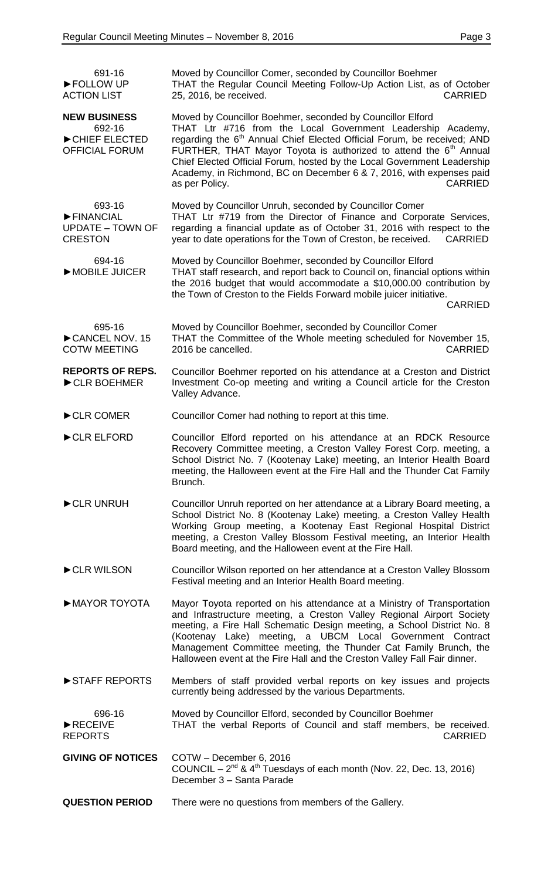691-16
►FOLLOW UP ACTION LIST

Moved by Councillor Comer, seconded by Councillor Boehmer
THAT the Regular Council Meeting Follow-Up Action List, as of October 25, 2016, be received. CARRIED

**NEW BUSINESS**
692-16
►CHIEF ELECTED OFFICIAL FORUM

Moved by Councillor Boehmer, seconded by Councillor Elford
THAT Ltr #716 from the Local Government Leadership Academy, regarding the 6th Annual Chief Elected Official Forum, be received; AND FURTHER, THAT Mayor Toyota is authorized to attend the 6th Annual Chief Elected Official Forum, hosted by the Local Government Leadership Academy, in Richmond, BC on December 6 & 7, 2016, with expenses paid as per Policy. CARRIED

693-16
►FINANCIAL UPDATE – TOWN OF CRESTON

Moved by Councillor Unruh, seconded by Councillor Comer
THAT Ltr #719 from the Director of Finance and Corporate Services, regarding a financial update as of October 31, 2016 with respect to the year to date operations for the Town of Creston, be received. CARRIED

694-16
►MOBILE JUICER

Moved by Councillor Boehmer, seconded by Councillor Elford
THAT staff research, and report back to Council on, financial options within the 2016 budget that would accommodate a $10,000.00 contribution by the Town of Creston to the Fields Forward mobile juicer initiative. CARRIED

695-16
►CANCEL NOV. 15 COTW MEETING

Moved by Councillor Boehmer, seconded by Councillor Comer
THAT the Committee of the Whole meeting scheduled for November 15, 2016 be cancelled. CARRIED

**REPORTS OF REPS.**
►CLR BOEHMER

Councillor Boehmer reported on his attendance at a Creston and District Investment Co-op meeting and writing a Council article for the Creston Valley Advance.

►CLR COMER

Councillor Comer had nothing to report at this time.

►CLR ELFORD

Councillor Elford reported on his attendance at an RDCK Resource Recovery Committee meeting, a Creston Valley Forest Corp. meeting, a School District No. 7 (Kootenay Lake) meeting, an Interior Health Board meeting, the Halloween event at the Fire Hall and the Thunder Cat Family Brunch.

►CLR UNRUH

Councillor Unruh reported on her attendance at a Library Board meeting, a School District No. 8 (Kootenay Lake) meeting, a Creston Valley Health Working Group meeting, a Kootenay East Regional Hospital District meeting, a Creston Valley Blossom Festival meeting, an Interior Health Board meeting, and the Halloween event at the Fire Hall.

►CLR WILSON

Councillor Wilson reported on her attendance at a Creston Valley Blossom Festival meeting and an Interior Health Board meeting.

►MAYOR TOYOTA

Mayor Toyota reported on his attendance at a Ministry of Transportation and Infrastructure meeting, a Creston Valley Regional Airport Society meeting, a Fire Hall Schematic Design meeting, a School District No. 8 (Kootenay Lake) meeting, a UBCM Local Government Contract Management Committee meeting, the Thunder Cat Family Brunch, the Halloween event at the Fire Hall and the Creston Valley Fall Fair dinner.

►STAFF REPORTS

Members of staff provided verbal reports on key issues and projects currently being addressed by the various Departments.

696-16
►RECEIVE REPORTS

Moved by Councillor Elford, seconded by Councillor Boehmer
THAT the verbal Reports of Council and staff members, be received. CARRIED

**GIVING OF NOTICES**

COTW – December 6, 2016
COUNCIL – 2nd & 4th Tuesdays of each month (Nov. 22, Dec. 13, 2016)
December 3 – Santa Parade

**QUESTION PERIOD**

There were no questions from members of the Gallery.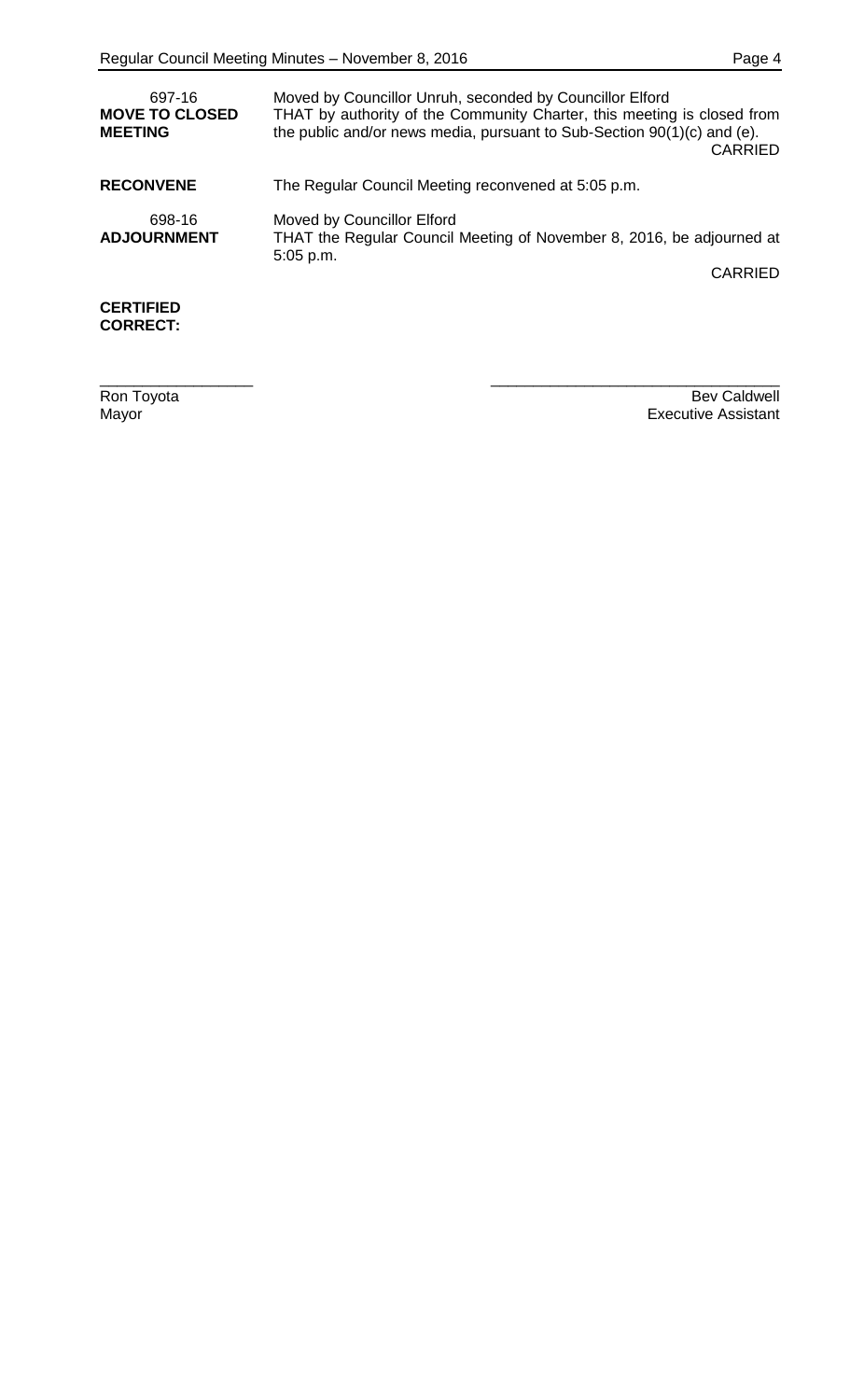**697-16**
**MOVE TO CLOSED MEETING**

Moved by Councillor Unruh, seconded by Councillor Elford
THAT by authority of the Community Charter, this meeting is closed from the public and/or news media, pursuant to Sub-Section 90(1)(c) and (e).

CARRIED

**RECONVENE**

The Regular Council Meeting reconvened at 5:05 p.m.

**698-16**
**ADJOURNMENT**

Moved by Councillor Elford
THAT the Regular Council Meeting of November 8, 2016, be adjourned at 5:05 p.m.

CARRIED

**CERTIFIED CORRECT:**

| | |
|---|---|
| \_\_\_\_\_\_\_\_\_\_\_\_\_\_\_\_\_\_ | \_\_\_\_\_\_\_\_\_\_\_\_\_\_\_\_\_\_\_\_\_\_\_\_\_\_\_\_\_\_\_\_\_\_ |
| Ron Toyota | Bev Caldwell |
| Mayor | Executive Assistant |